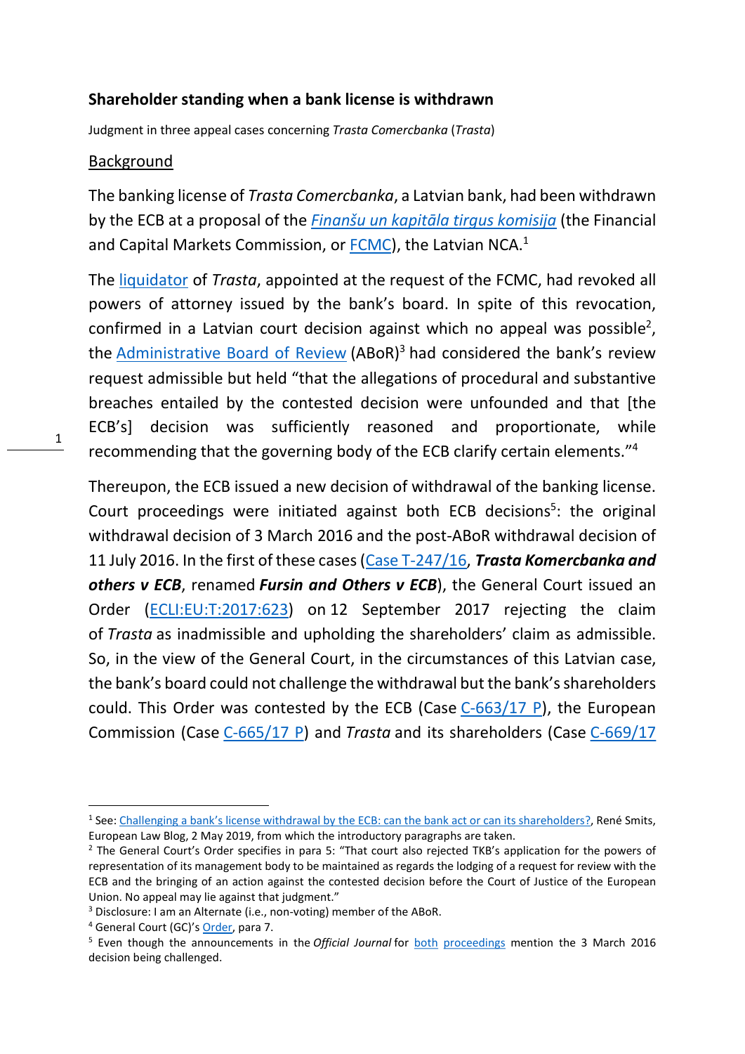**Shareholder standing when a bank license is withdrawn**

Judgment in three appeal cases concerning *Trasta Comercbanka* (*Trasta*)

## Background

The banking license of *Trasta Comercbanka*, a Latvian bank, had been withdrawn by the ECB at a proposal of the *Finanšu un kapitāla tirgus komisija* (the Financial and Capital Markets Commission, or FCMC), the Latvian NCA.[1]

The liquidator of *Trasta*, appointed at the request of the FCMC, had revoked all powers of attorney issued by the bank's board. In spite of this revocation, confirmed in a Latvian court decision against which no appeal was possible[2], the Administrative Board of Review (ABoR)[3] had considered the bank's review request admissible but held "that the allegations of procedural and substantive breaches entailed by the contested decision were unfounded and that [the ECB's] decision was sufficiently reasoned and proportionate, while recommending that the governing body of the ECB clarify certain elements."[4]

Thereupon, the ECB issued a new decision of withdrawal of the banking license. Court proceedings were initiated against both ECB decisions[5]: the original withdrawal decision of 3 March 2016 and the post-ABoR withdrawal decision of 11 July 2016. In the first of these cases (Case T-247/16, ***Trasta Komercbanka and others v ECB***, renamed ***Fursin and Others v ECB***), the General Court issued an Order (ECLI:EU:T:2017:623) on 12 September 2017 rejecting the claim of *Trasta* as inadmissible and upholding the shareholders' claim as admissible. So, in the view of the General Court, in the circumstances of this Latvian case, the bank's board could not challenge the withdrawal but the bank's shareholders could. This Order was contested by the ECB (Case C-663/17 P), the European Commission (Case C-665/17 P) and *Trasta* and its shareholders (Case C-669/17

---

[1] See: Challenging a bank's license withdrawal by the ECB: can the bank act or can its shareholders?, René Smits, European Law Blog, 2 May 2019, from which the introductory paragraphs are taken.

[2] The General Court's Order specifies in para 5: "That court also rejected TKB's application for the powers of representation of its management body to be maintained as regards the lodging of a request for review with the ECB and the bringing of an action against the contested decision before the Court of Justice of the European Union. No appeal may lie against that judgment."

[3] Disclosure: I am an Alternate (i.e., non-voting) member of the ABoR.

[4] General Court (GC)'s Order, para 7.

[5] Even though the announcements in the *Official Journal* for both proceedings mention the 3 March 2016 decision being challenged.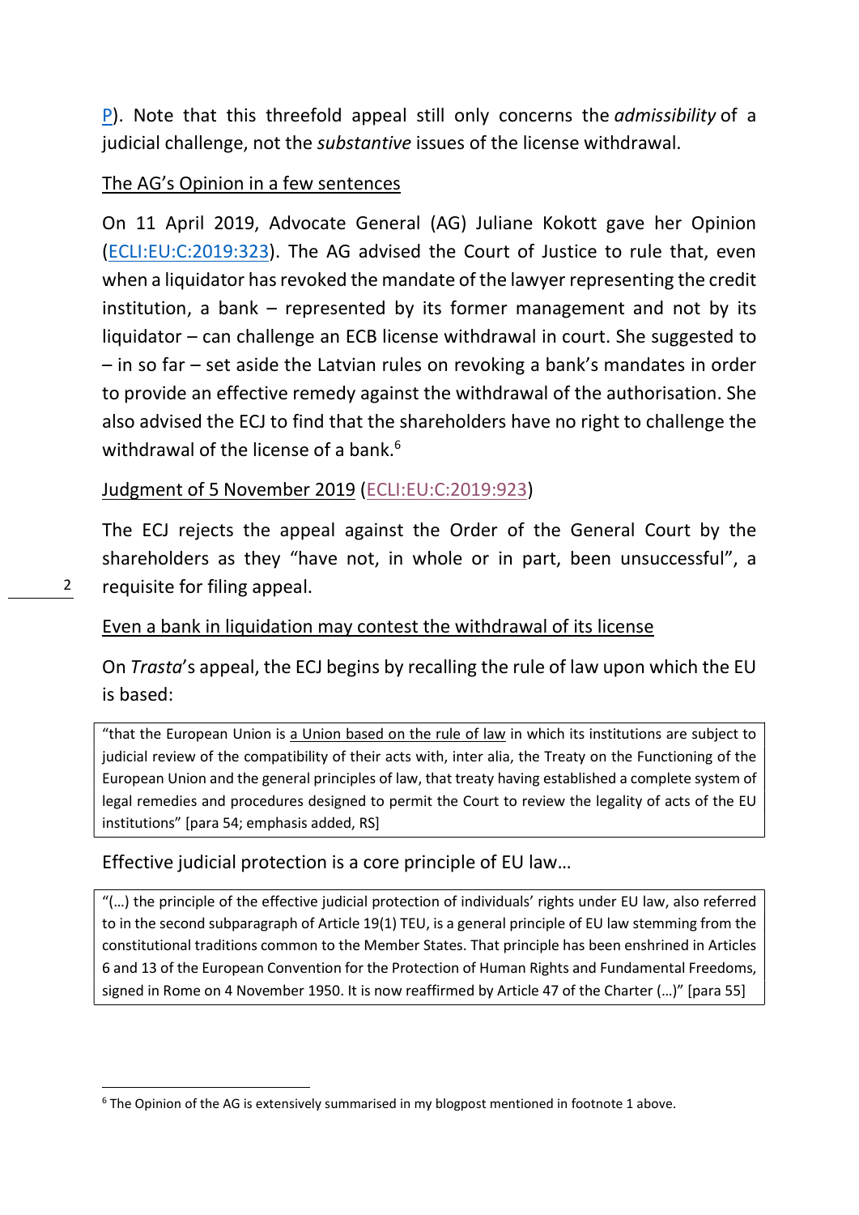P). Note that this threefold appeal still only concerns the *admissibility* of a judicial challenge, not the *substantive* issues of the license withdrawal.

The AG's Opinion in a few sentences

On 11 April 2019, Advocate General (AG) Juliane Kokott gave her Opinion (ECLI:EU:C:2019:323). The AG advised the Court of Justice to rule that, even when a liquidator has revoked the mandate of the lawyer representing the credit institution, a bank – represented by its former management and not by its liquidator – can challenge an ECB license withdrawal in court. She suggested to – in so far – set aside the Latvian rules on revoking a bank's mandates in order to provide an effective remedy against the withdrawal of the authorisation. She also advised the ECJ to find that the shareholders have no right to challenge the withdrawal of the license of a bank.[6]

Judgment of 5 November 2019 (ECLI:EU:C:2019:923)

The ECJ rejects the appeal against the Order of the General Court by the shareholders as they "have not, in whole or in part, been unsuccessful", a requisite for filing appeal.

Even a bank in liquidation may contest the withdrawal of its license

On *Trasta*'s appeal, the ECJ begins by recalling the rule of law upon which the EU is based:

> "that the European Union is a Union based on the rule of law in which its institutions are subject to judicial review of the compatibility of their acts with, inter alia, the Treaty on the Functioning of the European Union and the general principles of law, that treaty having established a complete system of legal remedies and procedures designed to permit the Court to review the legality of acts of the EU institutions" [para 54; emphasis added, RS]

Effective judicial protection is a core principle of EU law…

> "(…) the principle of the effective judicial protection of individuals' rights under EU law, also referred to in the second subparagraph of Article 19(1) TEU, is a general principle of EU law stemming from the constitutional traditions common to the Member States. That principle has been enshrined in Articles 6 and 13 of the European Convention for the Protection of Human Rights and Fundamental Freedoms, signed in Rome on 4 November 1950. It is now reaffirmed by Article 47 of the Charter (…)" [para 55]

[6] The Opinion of the AG is extensively summarised in my blogpost mentioned in footnote 1 above.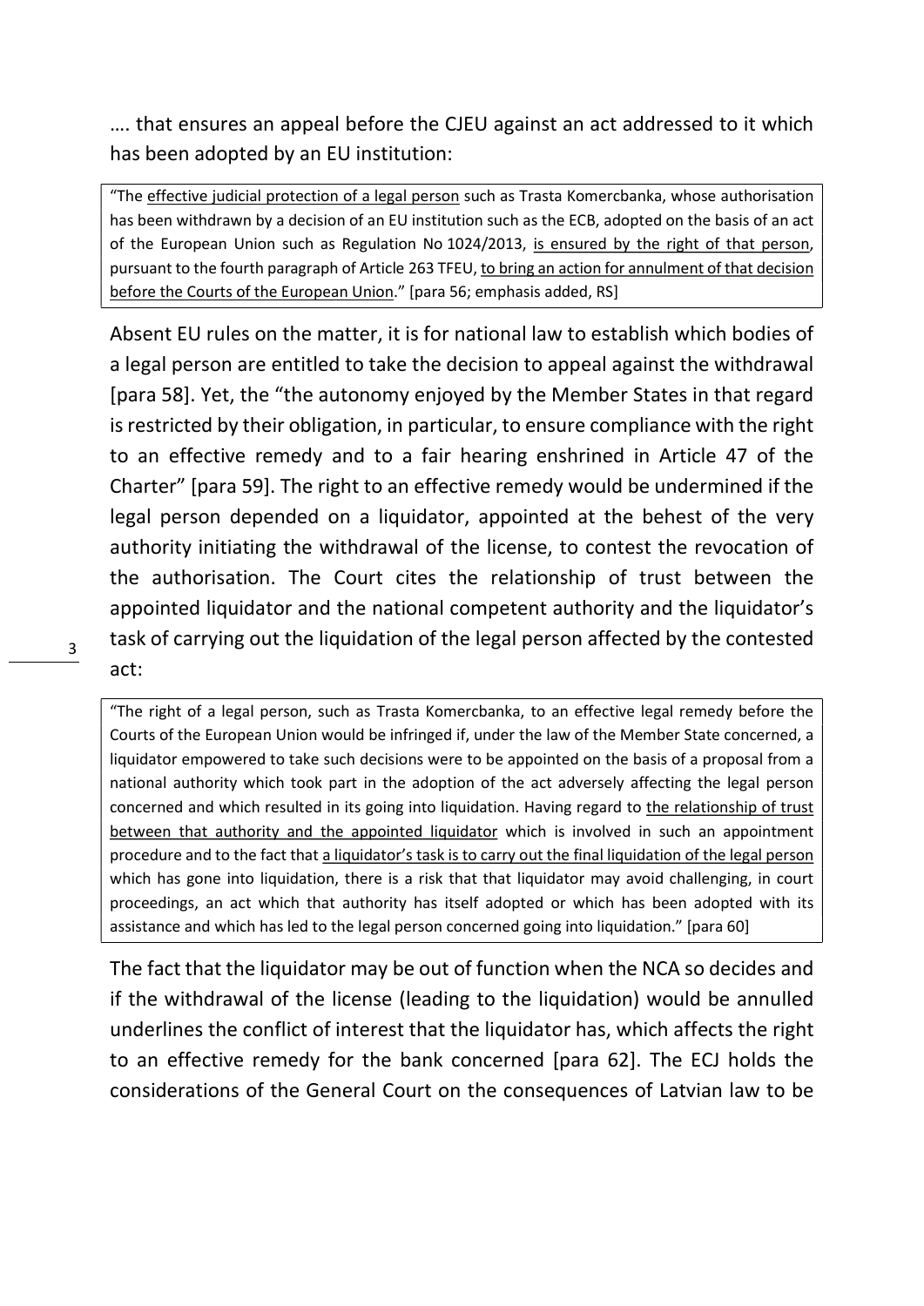…. that ensures an appeal before the CJEU against an act addressed to it which has been adopted by an EU institution:

> "The effective judicial protection of a legal person such as Trasta Komercbanka, whose authorisation has been withdrawn by a decision of an EU institution such as the ECB, adopted on the basis of an act of the European Union such as Regulation No 1024/2013, is ensured by the right of that person, pursuant to the fourth paragraph of Article 263 TFEU, to bring an action for annulment of that decision before the Courts of the European Union." [para 56; emphasis added, RS]

Absent EU rules on the matter, it is for national law to establish which bodies of a legal person are entitled to take the decision to appeal against the withdrawal [para 58]. Yet, the "the autonomy enjoyed by the Member States in that regard is restricted by their obligation, in particular, to ensure compliance with the right to an effective remedy and to a fair hearing enshrined in Article 47 of the Charter" [para 59]. The right to an effective remedy would be undermined if the legal person depended on a liquidator, appointed at the behest of the very authority initiating the withdrawal of the license, to contest the revocation of the authorisation. The Court cites the relationship of trust between the appointed liquidator and the national competent authority and the liquidator's task of carrying out the liquidation of the legal person affected by the contested act:

> "The right of a legal person, such as Trasta Komercbanka, to an effective legal remedy before the Courts of the European Union would be infringed if, under the law of the Member State concerned, a liquidator empowered to take such decisions were to be appointed on the basis of a proposal from a national authority which took part in the adoption of the act adversely affecting the legal person concerned and which resulted in its going into liquidation. Having regard to the relationship of trust between that authority and the appointed liquidator which is involved in such an appointment procedure and to the fact that a liquidator's task is to carry out the final liquidation of the legal person which has gone into liquidation, there is a risk that that liquidator may avoid challenging, in court proceedings, an act which that authority has itself adopted or which has been adopted with its assistance and which has led to the legal person concerned going into liquidation." [para 60]

The fact that the liquidator may be out of function when the NCA so decides and if the withdrawal of the license (leading to the liquidation) would be annulled underlines the conflict of interest that the liquidator has, which affects the right to an effective remedy for the bank concerned [para 62]. The ECJ holds the considerations of the General Court on the consequences of Latvian law to be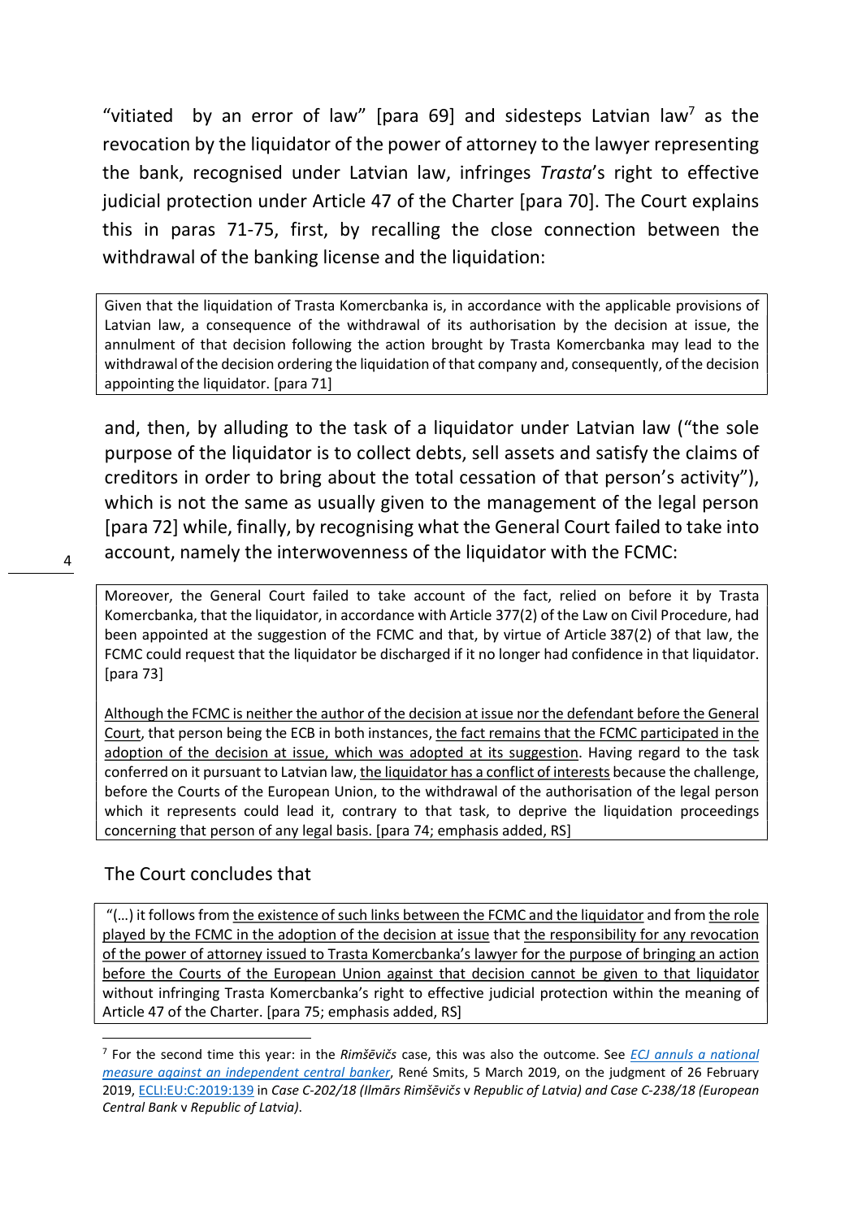"vitiated by an error of law" [para 69] and sidesteps Latvian law[7] as the revocation by the liquidator of the power of attorney to the lawyer representing the bank, recognised under Latvian law, infringes *Trasta*'s right to effective judicial protection under Article 47 of the Charter [para 70]. The Court explains this in paras 71-75, first, by recalling the close connection between the withdrawal of the banking license and the liquidation:

> Given that the liquidation of Trasta Komercbanka is, in accordance with the applicable provisions of Latvian law, a consequence of the withdrawal of its authorisation by the decision at issue, the annulment of that decision following the action brought by Trasta Komercbanka may lead to the withdrawal of the decision ordering the liquidation of that company and, consequently, of the decision appointing the liquidator. [para 71]

and, then, by alluding to the task of a liquidator under Latvian law ("the sole purpose of the liquidator is to collect debts, sell assets and satisfy the claims of creditors in order to bring about the total cessation of that person's activity"), which is not the same as usually given to the management of the legal person [para 72] while, finally, by recognising what the General Court failed to take into account, namely the interwovenness of the liquidator with the FCMC:

> Moreover, the General Court failed to take account of the fact, relied on before it by Trasta Komercbanka, that the liquidator, in accordance with Article 377(2) of the Law on Civil Procedure, had been appointed at the suggestion of the FCMC and that, by virtue of Article 387(2) of that law, the FCMC could request that the liquidator be discharged if it no longer had confidence in that liquidator. [para 73]
>
> <u>Although the FCMC is neither the author of the decision at issue nor the defendant before the General Court</u>, that person being the ECB in both instances, <u>the fact remains that the FCMC participated in the adoption of the decision at issue, which was adopted at its suggestion</u>. Having regard to the task conferred on it pursuant to Latvian law, <u>the liquidator has a conflict of interests</u> because the challenge, before the Courts of the European Union, to the withdrawal of the authorisation of the legal person which it represents could lead it, contrary to that task, to deprive the liquidation proceedings concerning that person of any legal basis. [para 74; emphasis added, RS]

The Court concludes that

> "(…) it follows from <u>the existence of such links between the FCMC and the liquidator</u> and from <u>the role played by the FCMC in the adoption of the decision at issue</u> that <u>the responsibility for any revocation of the power of attorney issued to Trasta Komercbanka's lawyer for the purpose of bringing an action before the Courts of the European Union against that decision cannot be given to that liquidator</u> without infringing Trasta Komercbanka's right to effective judicial protection within the meaning of Article 47 of the Charter. [para 75; emphasis added, RS]

---

[7] For the second time this year: in the *Rimšēvičs* case, this was also the outcome. See *ECJ annuls a national measure against an independent central banker*, René Smits, 5 March 2019, on the judgment of 26 February 2019, ECLI:EU:C:2019:139 in *Case C-202/18 (Ilmārs Rimšēvičs* v *Republic of Latvia) and Case C-238/18 (European Central Bank* v *Republic of Latvia)*.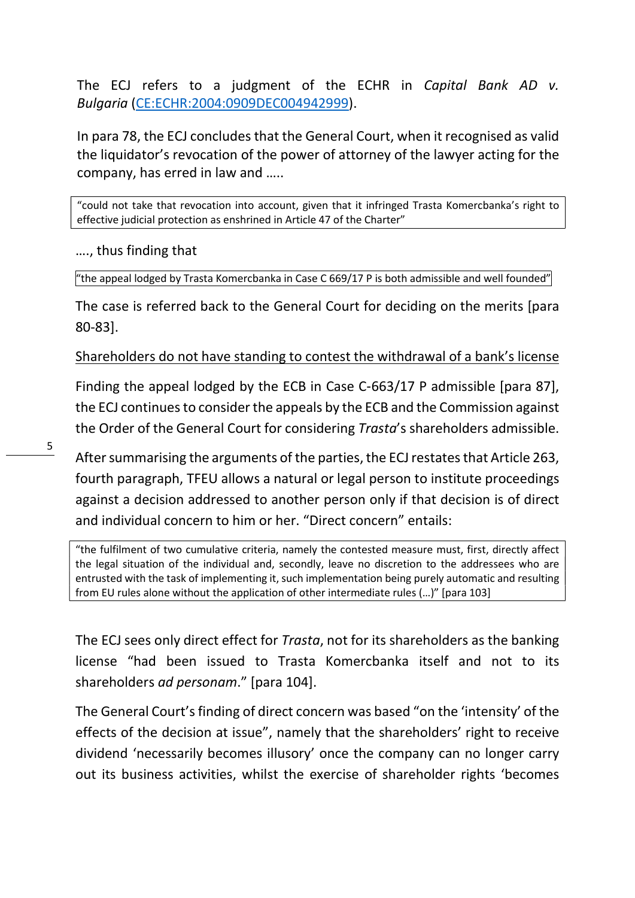The ECJ refers to a judgment of the ECHR in *Capital Bank AD v. Bulgaria* (CE:ECHR:2004:0909DEC004942999).

In para 78, the ECJ concludes that the General Court, when it recognised as valid the liquidator's revocation of the power of attorney of the lawyer acting for the company, has erred in law and .....

> "could not take that revocation into account, given that it infringed Trasta Komercbanka's right to effective judicial protection as enshrined in Article 47 of the Charter"

...., thus finding that

> "the appeal lodged by Trasta Komercbanka in Case C 669/17 P is both admissible and well founded"

The case is referred back to the General Court for deciding on the merits [para 80-83].

<u>Shareholders do not have standing to contest the withdrawal of a bank's license</u>

Finding the appeal lodged by the ECB in Case C-663/17 P admissible [para 87], the ECJ continues to consider the appeals by the ECB and the Commission against the Order of the General Court for considering *Trasta*'s shareholders admissible.

After summarising the arguments of the parties, the ECJ restates that Article 263, fourth paragraph, TFEU allows a natural or legal person to institute proceedings against a decision addressed to another person only if that decision is of direct and individual concern to him or her. "Direct concern" entails:

> "the fulfilment of two cumulative criteria, namely the contested measure must, first, directly affect the legal situation of the individual and, secondly, leave no discretion to the addressees who are entrusted with the task of implementing it, such implementation being purely automatic and resulting from EU rules alone without the application of other intermediate rules (…)" [para 103]

The ECJ sees only direct effect for *Trasta*, not for its shareholders as the banking license "had been issued to Trasta Komercbanka itself and not to its shareholders *ad personam*." [para 104].

The General Court's finding of direct concern was based "on the 'intensity' of the effects of the decision at issue", namely that the shareholders' right to receive dividend 'necessarily becomes illusory' once the company can no longer carry out its business activities, whilst the exercise of shareholder rights 'becomes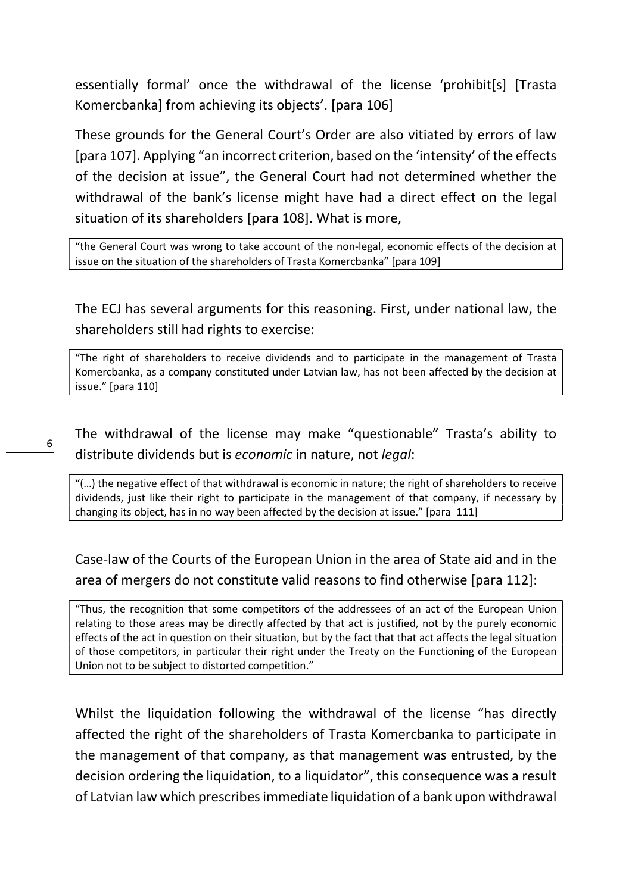essentially formal' once the withdrawal of the license 'prohibit[s] [Trasta Komercbanka] from achieving its objects'. [para 106]

These grounds for the General Court's Order are also vitiated by errors of law [para 107]. Applying "an incorrect criterion, based on the 'intensity' of the effects of the decision at issue", the General Court had not determined whether the withdrawal of the bank's license might have had a direct effect on the legal situation of its shareholders [para 108]. What is more,

> "the General Court was wrong to take account of the non-legal, economic effects of the decision at issue on the situation of the shareholders of Trasta Komercbanka" [para 109]

The ECJ has several arguments for this reasoning. First, under national law, the shareholders still had rights to exercise:

> "The right of shareholders to receive dividends and to participate in the management of Trasta Komercbanka, as a company constituted under Latvian law, has not been affected by the decision at issue." [para 110]

The withdrawal of the license may make "questionable" Trasta's ability to distribute dividends but is *economic* in nature, not *legal*:

> "(…) the negative effect of that withdrawal is economic in nature; the right of shareholders to receive dividends, just like their right to participate in the management of that company, if necessary by changing its object, has in no way been affected by the decision at issue." [para 111]

Case-law of the Courts of the European Union in the area of State aid and in the area of mergers do not constitute valid reasons to find otherwise [para 112]:

> "Thus, the recognition that some competitors of the addressees of an act of the European Union relating to those areas may be directly affected by that act is justified, not by the purely economic effects of the act in question on their situation, but by the fact that that act affects the legal situation of those competitors, in particular their right under the Treaty on the Functioning of the European Union not to be subject to distorted competition."

Whilst the liquidation following the withdrawal of the license "has directly affected the right of the shareholders of Trasta Komercbanka to participate in the management of that company, as that management was entrusted, by the decision ordering the liquidation, to a liquidator", this consequence was a result of Latvian law which prescribes immediate liquidation of a bank upon withdrawal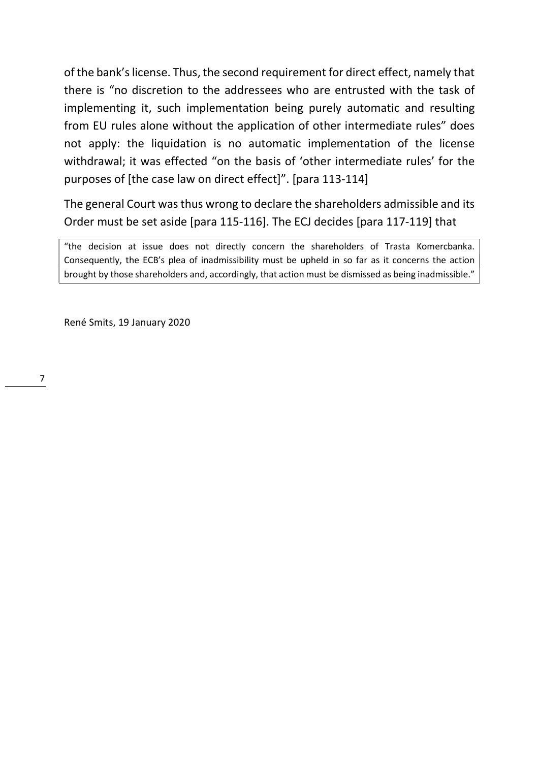of the bank's license. Thus, the second requirement for direct effect, namely that there is "no discretion to the addressees who are entrusted with the task of implementing it, such implementation being purely automatic and resulting from EU rules alone without the application of other intermediate rules" does not apply: the liquidation is no automatic implementation of the license withdrawal; it was effected "on the basis of 'other intermediate rules' for the purposes of [the case law on direct effect]". [para 113-114]

The general Court was thus wrong to declare the shareholders admissible and its Order must be set aside [para 115-116]. The ECJ decides [para 117-119] that

> "the decision at issue does not directly concern the shareholders of Trasta Komercbanka. Consequently, the ECB's plea of inadmissibility must be upheld in so far as it concerns the action brought by those shareholders and, accordingly, that action must be dismissed as being inadmissible."

René Smits, 19 January 2020